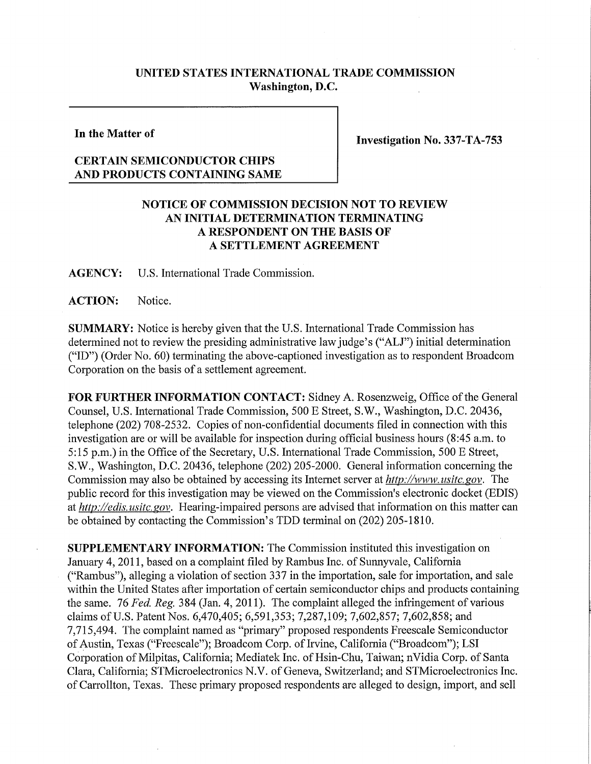**UNITED STATES INTERNATIONAL TRADE COMMISSION**
**Washington, D.C.**

| In the Matter of | Investigation No. 337-TA-753 |
| --- | --- |
| **CERTAIN SEMICONDUCTOR CHIPS AND PRODUCTS CONTAINING SAME** | |

## NOTICE OF COMMISSION DECISION NOT TO REVIEW AN INITIAL DETERMINATION TERMINATING A RESPONDENT ON THE BASIS OF A SETTLEMENT AGREEMENT

**AGENCY:** U.S. International Trade Commission.

**ACTION:** Notice.

**SUMMARY:** Notice is hereby given that the U.S. International Trade Commission has determined not to review the presiding administrative law judge's ("ALJ") initial determination ("ID") (Order No. 60) terminating the above-captioned investigation as to respondent Broadcom Corporation on the basis of a settlement agreement.

**FOR FURTHER INFORMATION CONTACT:** Sidney A. Rosenzweig, Office of the General Counsel, U.S. International Trade Commission, 500 E Street, S.W., Washington, D.C. 20436, telephone (202) 708-2532. Copies of non-confidential documents filed in connection with this investigation are or will be available for inspection during official business hours (8:45 a.m. to 5:15 p.m.) in the Office of the Secretary, U.S. International Trade Commission, 500 E Street, S.W., Washington, D.C. 20436, telephone (202) 205-2000. General information concerning the Commission may also be obtained by accessing its Internet server at *http://www.usitc.gov*. The public record for this investigation may be viewed on the Commission's electronic docket (EDIS) at *http://edis.usitc.gov*. Hearing-impaired persons are advised that information on this matter can be obtained by contacting the Commission's TDD terminal on (202) 205-1810.

**SUPPLEMENTARY INFORMATION:** The Commission instituted this investigation on January 4, 2011, based on a complaint filed by Rambus Inc. of Sunnyvale, California ("Rambus"), alleging a violation of section 337 in the importation, sale for importation, and sale within the United States after importation of certain semiconductor chips and products containing the same. 76 *Fed. Reg.* 384 (Jan. 4, 2011). The complaint alleged the infringement of various claims of U.S. Patent Nos. 6,470,405; 6,591,353; 7,287,109; 7,602,857; 7,602,858; and 7,715,494. The complaint named as "primary" proposed respondents Freescale Semiconductor of Austin, Texas ("Freescale"); Broadcom Corp. of Irvine, California ("Broadcom"); LSI Corporation of Milpitas, California; Mediatek Inc. of Hsin-Chu, Taiwan; nVidia Corp. of Santa Clara, California; STMicroelectronics N.V. of Geneva, Switzerland; and STMicroelectronics Inc. of Carrollton, Texas. These primary proposed respondents are alleged to design, import, and sell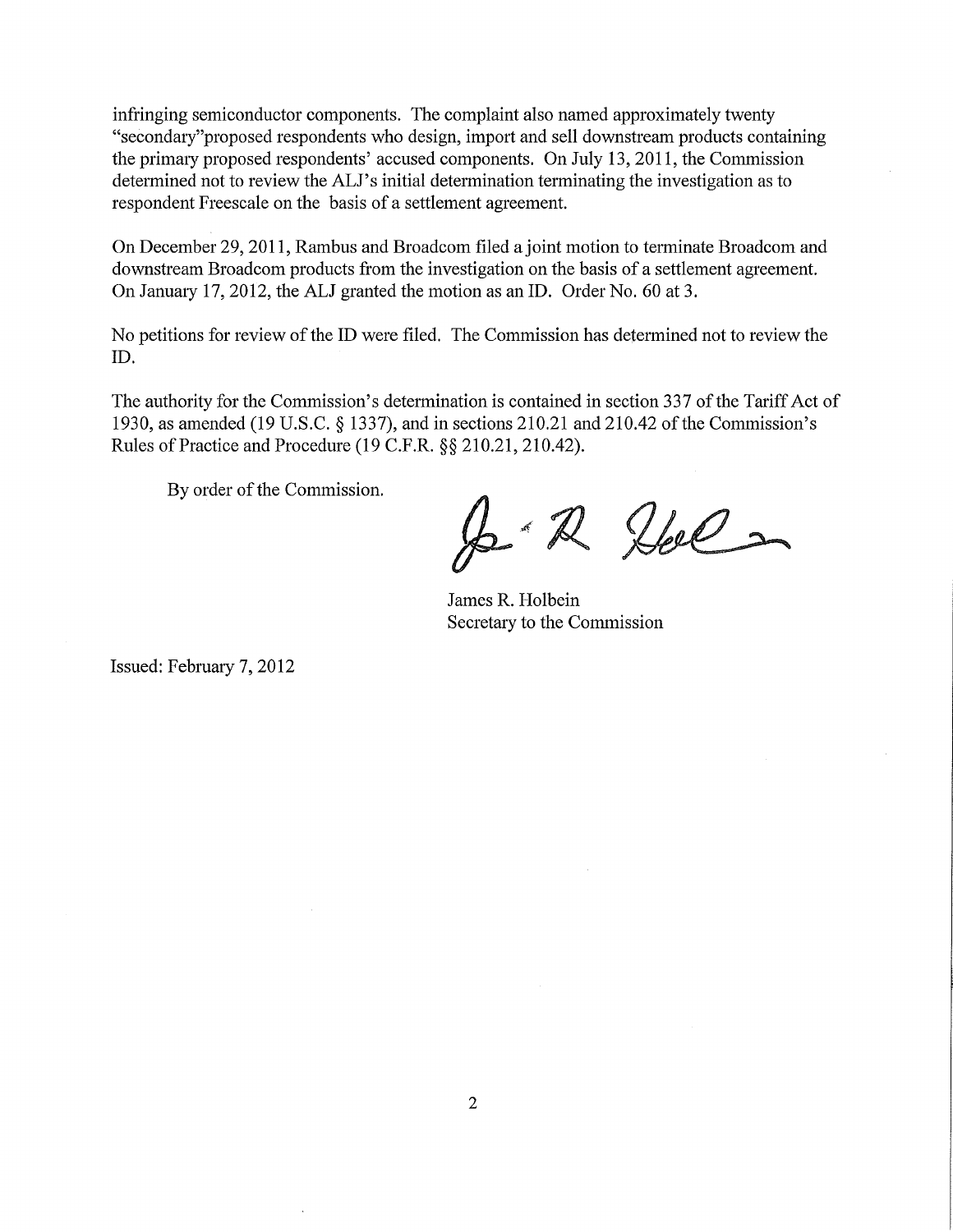infringing semiconductor components. The complaint also named approximately twenty "secondary"proposed respondents who design, import and sell downstream products containing the primary proposed respondents' accused components. On July 13, 2011, the Commission determined not to review the ALJ's initial determination terminating the investigation as to respondent Freescale on the basis of a settlement agreement.

On December 29, 2011, Rambus and Broadcom filed a joint motion to terminate Broadcom and downstream Broadcom products from the investigation on the basis of a settlement agreement. On January 17, 2012, the ALJ granted the motion as an ID. Order No. 60 at 3.

No petitions for review of the ID were filed. The Commission has determined not to review the ID.

The authority for the Commission's determination is contained in section 337 of the Tariff Act of 1930, as amended (19 U.S.C. § 1337), and in sections 210.21 and 210.42 of the Commission's Rules of Practice and Procedure (19 C.F.R. §§ 210.21, 210.42).

By order of the Commission.

James R. Holbein
Secretary to the Commission

Issued: February 7, 2012